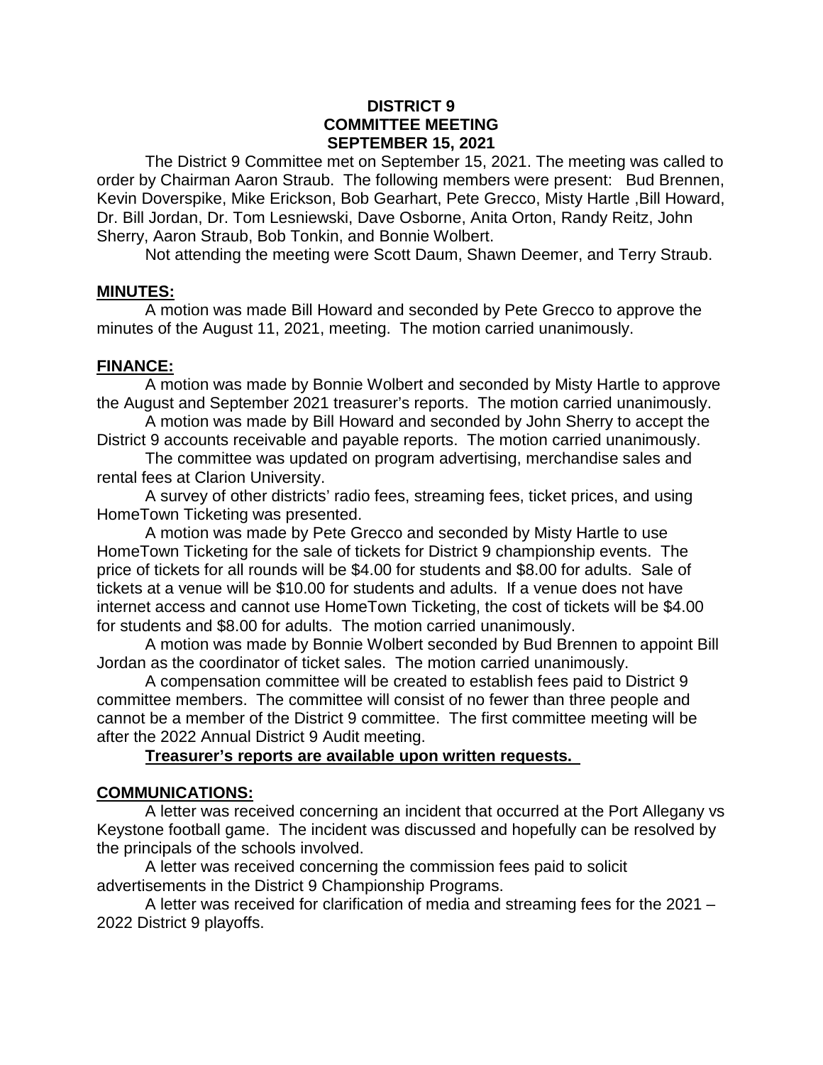**DISTRICT 9**
**COMMITTEE MEETING**
**SEPTEMBER 15, 2021**

The District 9 Committee met on September 15, 2021. The meeting was called to order by Chairman Aaron Straub. The following members were present: Bud Brennen, Kevin Doverspike, Mike Erickson, Bob Gearhart, Pete Grecco, Misty Hartle ,Bill Howard, Dr. Bill Jordan, Dr. Tom Lesniewski, Dave Osborne, Anita Orton, Randy Reitz, John Sherry, Aaron Straub, Bob Tonkin, and Bonnie Wolbert.

Not attending the meeting were Scott Daum, Shawn Deemer, and Terry Straub.

## MINUTES:

A motion was made Bill Howard and seconded by Pete Grecco to approve the minutes of the August 11, 2021, meeting. The motion carried unanimously.

## FINANCE:

A motion was made by Bonnie Wolbert and seconded by Misty Hartle to approve the August and September 2021 treasurer's reports. The motion carried unanimously.

A motion was made by Bill Howard and seconded by John Sherry to accept the District 9 accounts receivable and payable reports. The motion carried unanimously.

The committee was updated on program advertising, merchandise sales and rental fees at Clarion University.

A survey of other districts' radio fees, streaming fees, ticket prices, and using HomeTown Ticketing was presented.

A motion was made by Pete Grecco and seconded by Misty Hartle to use HomeTown Ticketing for the sale of tickets for District 9 championship events. The price of tickets for all rounds will be $4.00 for students and $8.00 for adults. Sale of tickets at a venue will be $10.00 for students and adults. If a venue does not have internet access and cannot use HomeTown Ticketing, the cost of tickets will be $4.00 for students and $8.00 for adults. The motion carried unanimously.

A motion was made by Bonnie Wolbert seconded by Bud Brennen to appoint Bill Jordan as the coordinator of ticket sales. The motion carried unanimously.

A compensation committee will be created to establish fees paid to District 9 committee members. The committee will consist of no fewer than three people and cannot be a member of the District 9 committee. The first committee meeting will be after the 2022 Annual District 9 Audit meeting.

**Treasurer's reports are available upon written requests.**

## COMMUNICATIONS:

A letter was received concerning an incident that occurred at the Port Allegany vs Keystone football game. The incident was discussed and hopefully can be resolved by the principals of the schools involved.

A letter was received concerning the commission fees paid to solicit advertisements in the District 9 Championship Programs.

A letter was received for clarification of media and streaming fees for the 2021 – 2022 District 9 playoffs.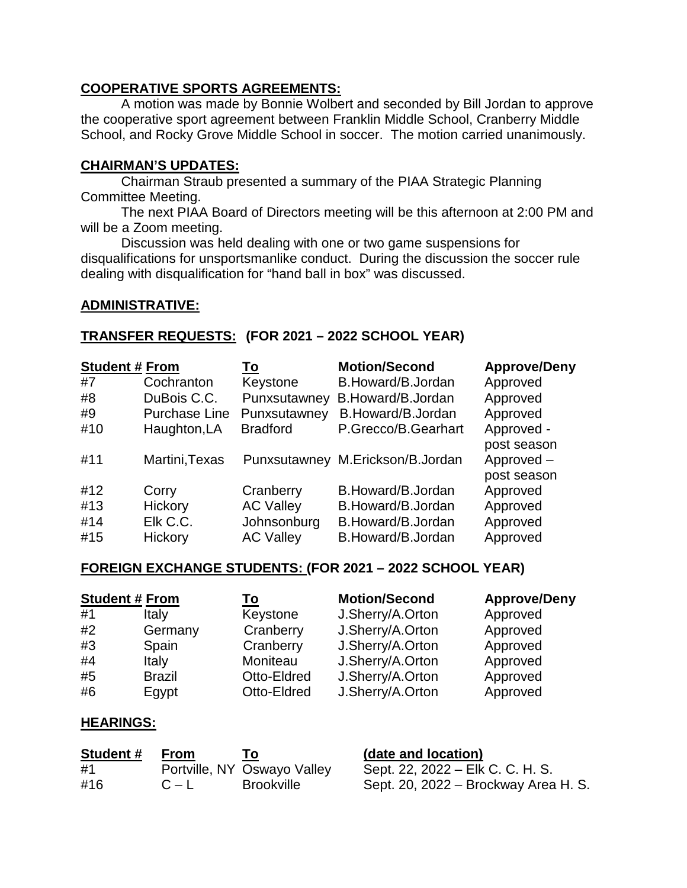## COOPERATIVE SPORTS AGREEMENTS:

A motion was made by Bonnie Wolbert and seconded by Bill Jordan to approve the cooperative sport agreement between Franklin Middle School, Cranberry Middle School, and Rocky Grove Middle School in soccer. The motion carried unanimously.

## CHAIRMAN'S UPDATES:

Chairman Straub presented a summary of the PIAA Strategic Planning Committee Meeting.

The next PIAA Board of Directors meeting will be this afternoon at 2:00 PM and will be a Zoom meeting.

Discussion was held dealing with one or two game suspensions for disqualifications for unsportsmanlike conduct. During the discussion the soccer rule dealing with disqualification for "hand ball in box" was discussed.

## ADMINISTRATIVE:

## TRANSFER REQUESTS: (FOR 2021 – 2022 SCHOOL YEAR)

| Student # | From | To | Motion/Second | Approve/Deny |
|---|---|---|---|---|
| #7 | Cochranton | Keystone | B.Howard/B.Jordan | Approved |
| #8 | DuBois C.C. | Punxsutawney | B.Howard/B.Jordan | Approved |
| #9 | Purchase Line | Punxsutawney | B.Howard/B.Jordan | Approved |
| #10 | Haughton,LA | Bradford | P.Grecco/B.Gearhart | Approved - post season |
| #11 | Martini,Texas | Punxsutawney | M.Erickson/B.Jordan | Approved – post season |
| #12 | Corry | Cranberry | B.Howard/B.Jordan | Approved |
| #13 | Hickory | AC Valley | B.Howard/B.Jordan | Approved |
| #14 | Elk C.C. | Johnsonburg | B.Howard/B.Jordan | Approved |
| #15 | Hickory | AC Valley | B.Howard/B.Jordan | Approved |

## FOREIGN EXCHANGE STUDENTS: (FOR 2021 – 2022 SCHOOL YEAR)

| Student # | From | To | Motion/Second | Approve/Deny |
|---|---|---|---|---|
| #1 | Italy | Keystone | J.Sherry/A.Orton | Approved |
| #2 | Germany | Cranberry | J.Sherry/A.Orton | Approved |
| #3 | Spain | Cranberry | J.Sherry/A.Orton | Approved |
| #4 | Italy | Moniteau | J.Sherry/A.Orton | Approved |
| #5 | Brazil | Otto-Eldred | J.Sherry/A.Orton | Approved |
| #6 | Egypt | Otto-Eldred | J.Sherry/A.Orton | Approved |

## HEARINGS:

| Student # | From | To | (date and location) |
|---|---|---|---|
| #1 | Portville, NY | Oswayo Valley | Sept. 22, 2022 – Elk C. C. H. S. |
| #16 | C – L | Brookville | Sept. 20, 2022 – Brockway Area H. S. |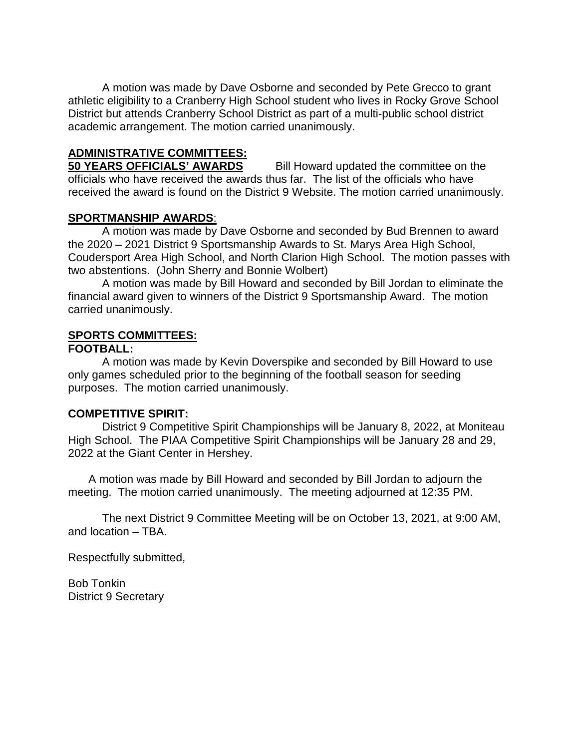A motion was made by Dave Osborne and seconded by Pete Grecco to grant athletic eligibility to a Cranberry High School student who lives in Rocky Grove School District but attends Cranberry School District as part of a multi-public school district academic arrangement. The motion carried unanimously.

**ADMINISTRATIVE COMMITTEES:**

**50 YEARS OFFICIALS' AWARDS** Bill Howard updated the committee on the officials who have received the awards thus far. The list of the officials who have received the award is found on the District 9 Website. The motion carried unanimously.

**SPORTMANSHIP AWARDS**:

A motion was made by Dave Osborne and seconded by Bud Brennen to award the 2020 – 2021 District 9 Sportsmanship Awards to St. Marys Area High School, Coudersport Area High School, and North Clarion High School. The motion passes with two abstentions. (John Sherry and Bonnie Wolbert)

A motion was made by Bill Howard and seconded by Bill Jordan to eliminate the financial award given to winners of the District 9 Sportsmanship Award. The motion carried unanimously.

**SPORTS COMMITTEES:**

**FOOTBALL:**

A motion was made by Kevin Doverspike and seconded by Bill Howard to use only games scheduled prior to the beginning of the football season for seeding purposes. The motion carried unanimously.

**COMPETITIVE SPIRIT:**

District 9 Competitive Spirit Championships will be January 8, 2022, at Moniteau High School. The PIAA Competitive Spirit Championships will be January 28 and 29, 2022 at the Giant Center in Hershey.

A motion was made by Bill Howard and seconded by Bill Jordan to adjourn the meeting. The motion carried unanimously. The meeting adjourned at 12:35 PM.

The next District 9 Committee Meeting will be on October 13, 2021, at 9:00 AM, and location – TBA.

Respectfully submitted,

Bob Tonkin
District 9 Secretary